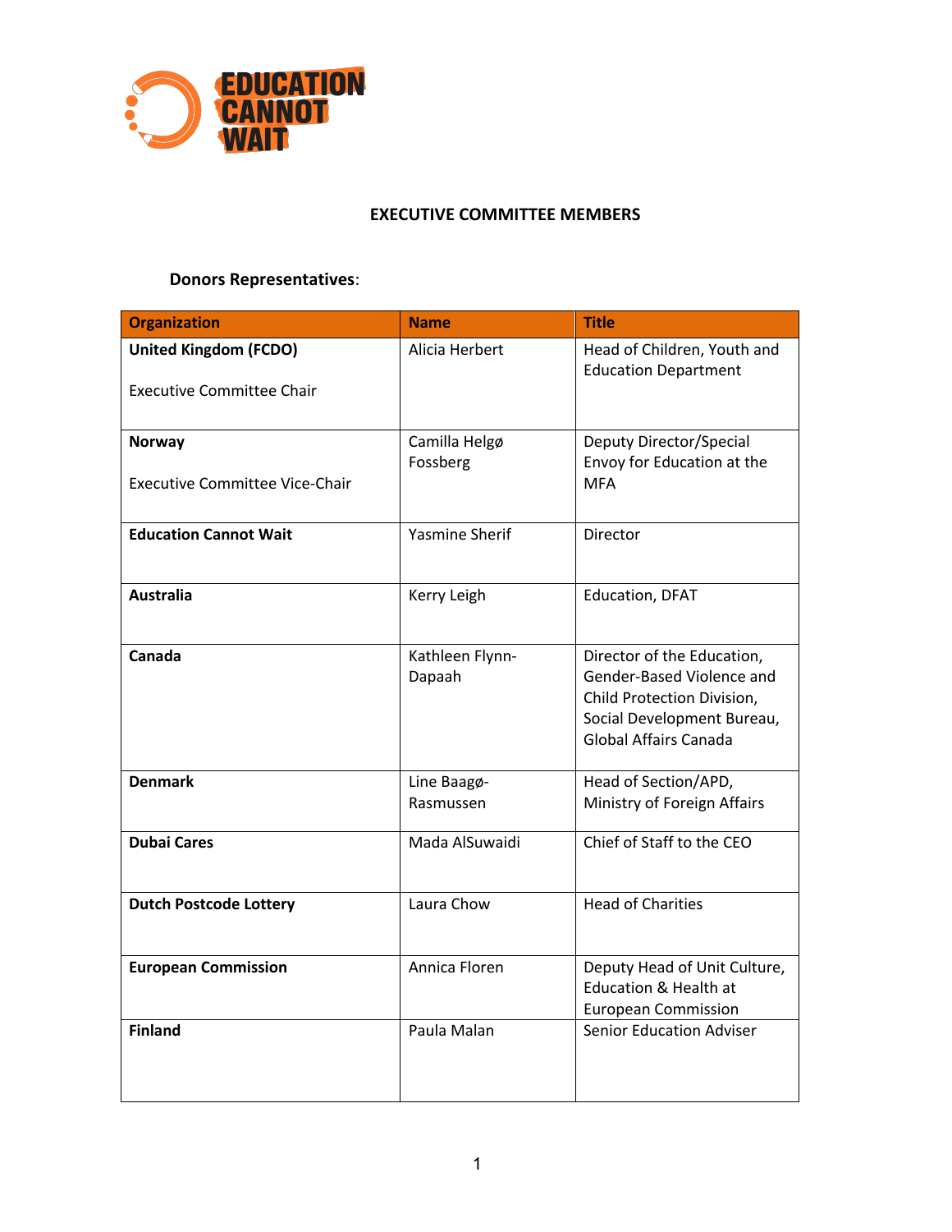# EXECUTIVE COMMITTEE MEMBERS

**Donors Representatives**:

| Organization | Name | Title |
|---|---|---|
| **United Kingdom (FCDO)**<br><br>Executive Committee Chair | Alicia Herbert | Head of Children, Youth and Education Department |
| **Norway**<br><br>Executive Committee Vice-Chair | Camilla Helgø Fossberg | Deputy Director/Special Envoy for Education at the MFA |
| **Education Cannot Wait** | Yasmine Sherif | Director |
| **Australia** | Kerry Leigh | Education, DFAT |
| **Canada** | Kathleen Flynn-Dapaah | Director of the Education, Gender-Based Violence and Child Protection Division, Social Development Bureau, Global Affairs Canada |
| **Denmark** | Line Baagø-Rasmussen | Head of Section/APD, Ministry of Foreign Affairs |
| **Dubai Cares** | Mada AlSuwaidi | Chief of Staff to the CEO |
| **Dutch Postcode Lottery** | Laura Chow | Head of Charities |
| **European Commission** | Annica Floren | Deputy Head of Unit Culture, Education & Health at European Commission |
| **Finland** | Paula Malan | Senior Education Adviser |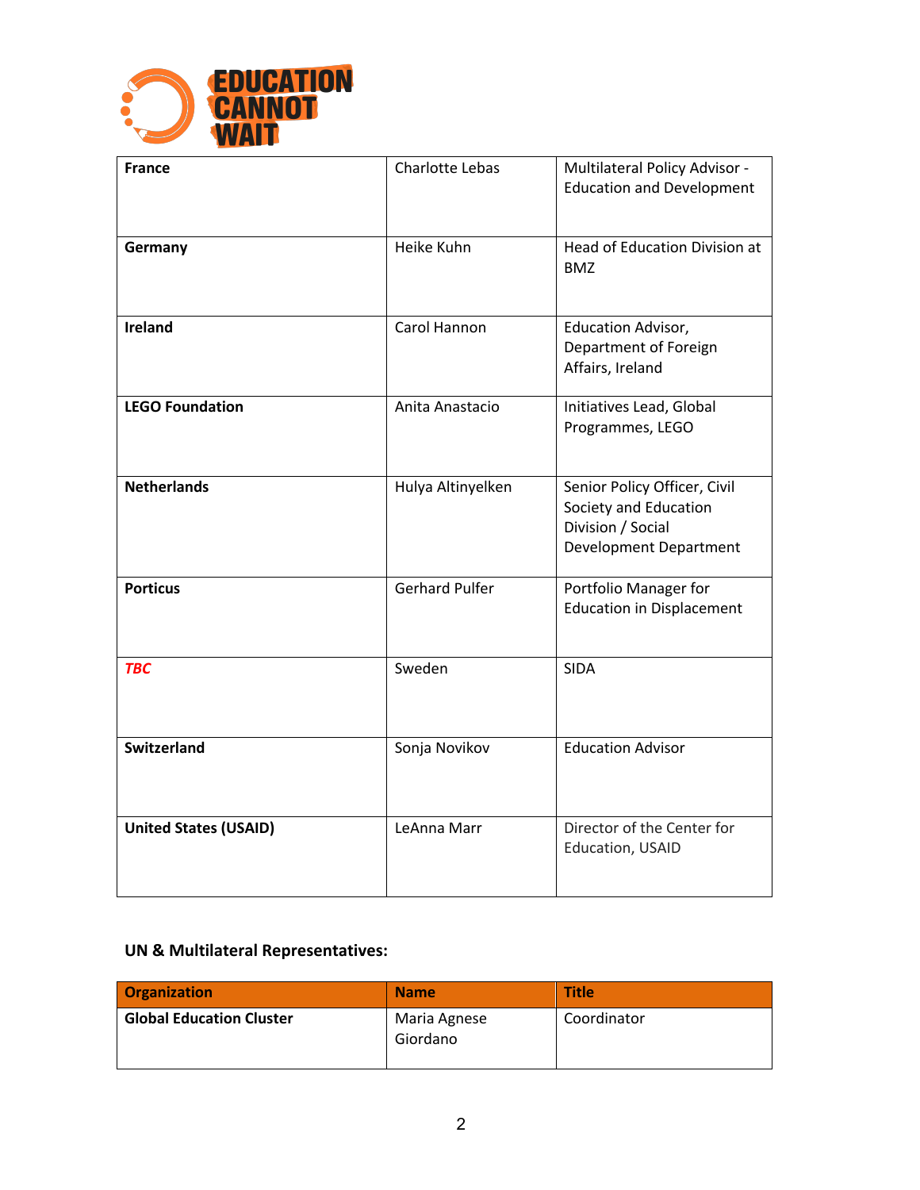| | | |
|---|---|---|
| **France** | Charlotte Lebas | Multilateral Policy Advisor - Education and Development |
| **Germany** | Heike Kuhn | Head of Education Division at BMZ |
| **Ireland** | Carol Hannon | Education Advisor, Department of Foreign Affairs, Ireland |
| **LEGO Foundation** | Anita Anastacio | Initiatives Lead, Global Programmes, LEGO |
| **Netherlands** | Hulya Altinyelken | Senior Policy Officer, Civil Society and Education Division / Social Development Department |
| **Porticus** | Gerhard Pulfer | Portfolio Manager for Education in Displacement |
| ***TBC*** | Sweden | SIDA |
| **Switzerland** | Sonja Novikov | Education Advisor |
| **United States (USAID)** | LeAnna Marr | Director of the Center for Education, USAID |

**UN & Multilateral Representatives:**

| Organization | Name | Title |
|---|---|---|
| **Global Education Cluster** | Maria Agnese Giordano | Coordinator |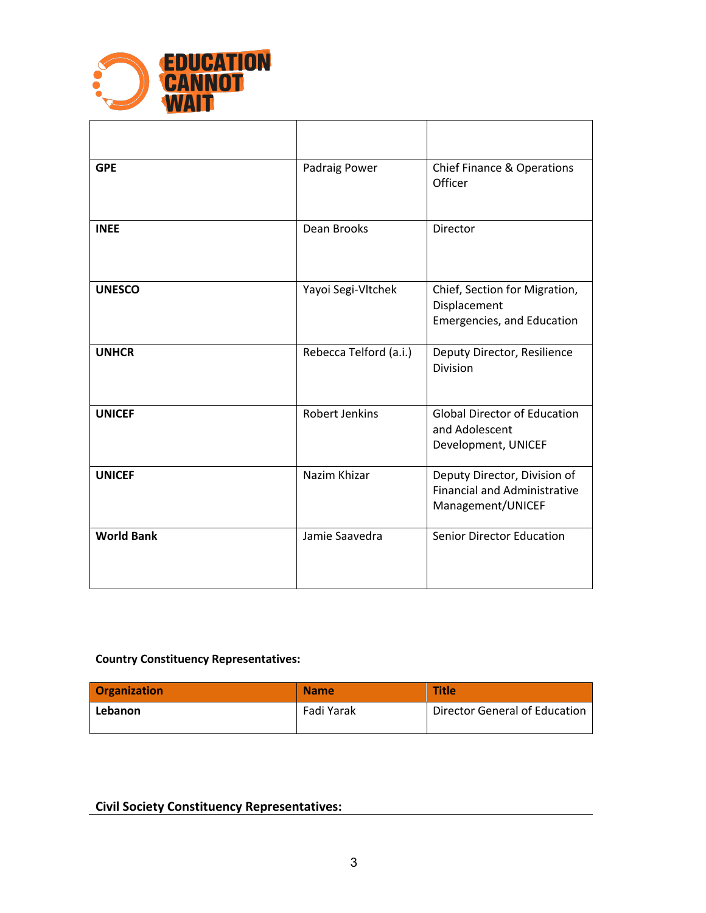| | | |
|---|---|---|
| **GPE** | Padraig Power | Chief Finance & Operations Officer |
| **INEE** | Dean Brooks | Director |
| **UNESCO** | Yayoi Segi-Vltchek | Chief, Section for Migration, Displacement Emergencies, and Education |
| **UNHCR** | Rebecca Telford (a.i.) | Deputy Director, Resilience Division |
| **UNICEF** | Robert Jenkins | Global Director of Education and Adolescent Development, UNICEF |
| **UNICEF** | Nazim Khizar | Deputy Director, Division of Financial and Administrative Management/UNICEF |
| **World Bank** | Jamie Saavedra | Senior Director Education |

**Country Constituency Representatives:**

| Organization | Name | Title |
|---|---|---|
| **Lebanon** | Fadi Yarak | Director General of Education |

**Civil Society Constituency Representatives:**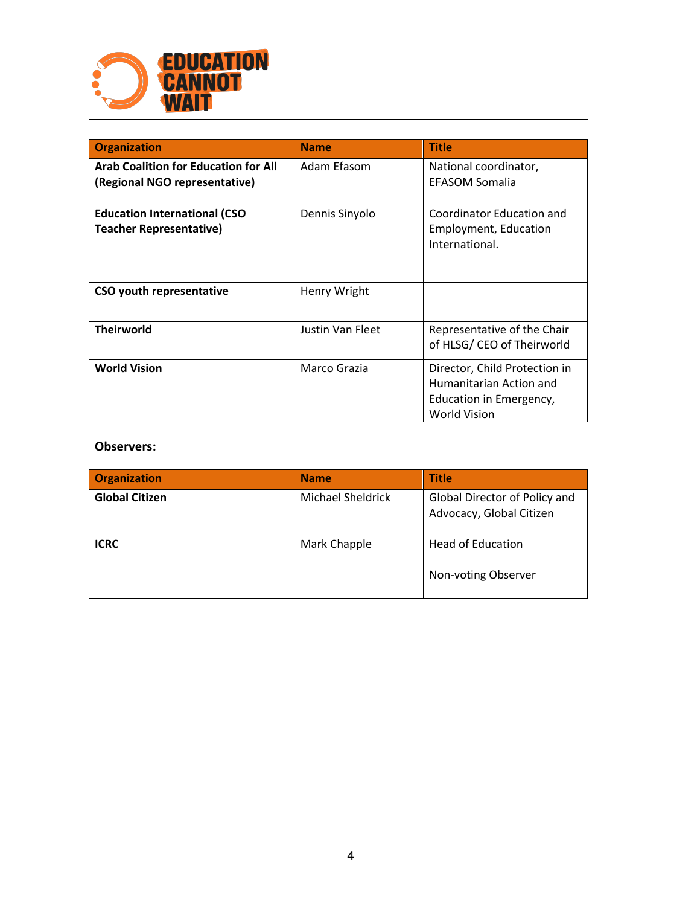| Organization | Name | Title |
| --- | --- | --- |
| **Arab Coalition for Education for All (Regional NGO representative)** | Adam Efasom | National coordinator, EFASOM Somalia |
| **Education International (CSO Teacher Representative)** | Dennis Sinyolo | Coordinator Education and Employment, Education International. |
| **CSO youth representative** | Henry Wright | |
| **Theirworld** | Justin Van Fleet | Representative of the Chair of HLSG/ CEO of Theirworld |
| **World Vision** | Marco Grazia | Director, Child Protection in Humanitarian Action and Education in Emergency, World Vision |

**Observers:**

| Organization | Name | Title |
| --- | --- | --- |
| **Global Citizen** | Michael Sheldrick | Global Director of Policy and Advocacy, Global Citizen |
| **ICRC** | Mark Chapple | Head of Education<br><br>Non-voting Observer |